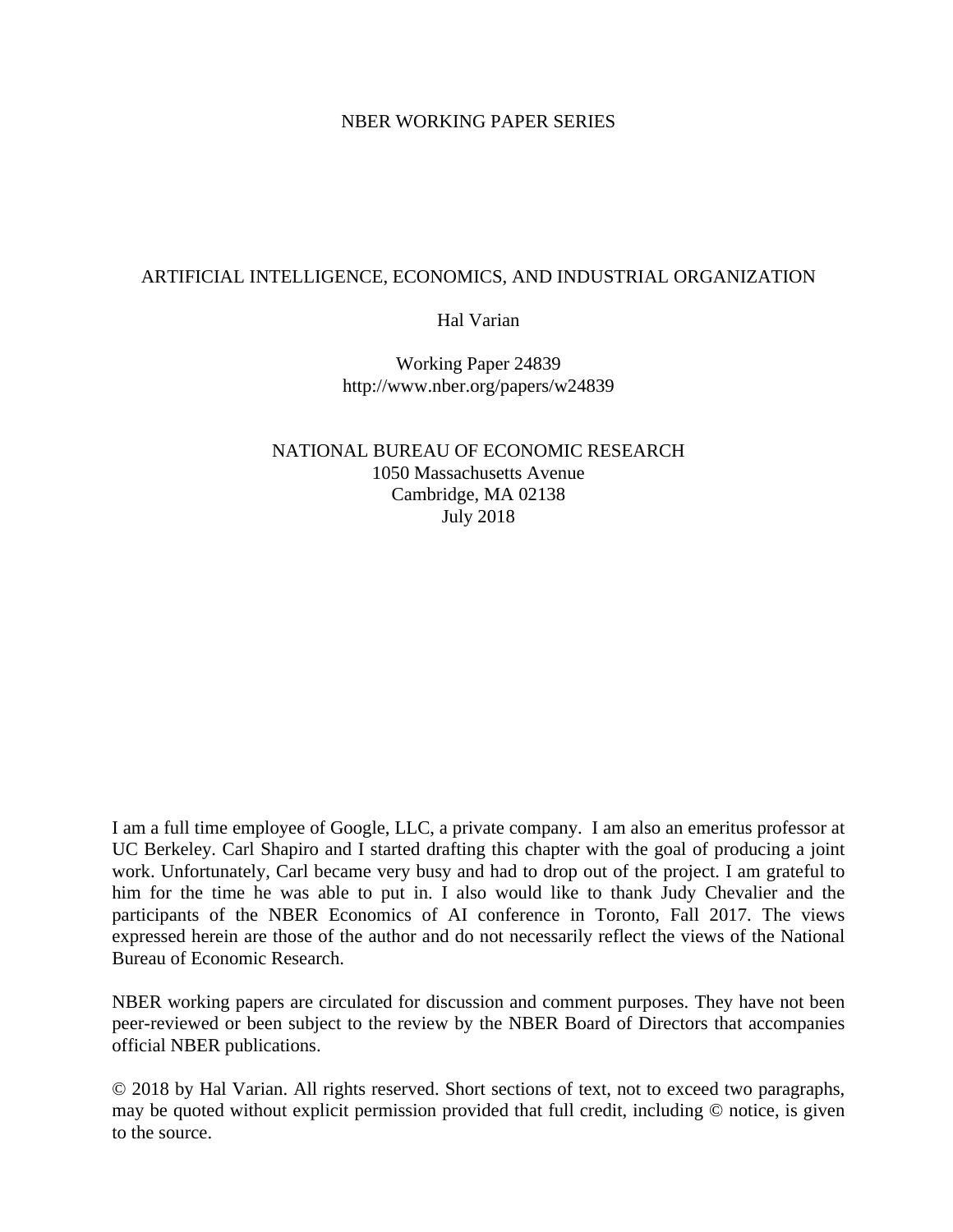NBER WORKING PAPER SERIES

# ARTIFICIAL INTELLIGENCE, ECONOMICS, AND INDUSTRIAL ORGANIZATION

Hal Varian

Working Paper 24839
http://www.nber.org/papers/w24839

NATIONAL BUREAU OF ECONOMIC RESEARCH
1050 Massachusetts Avenue
Cambridge, MA 02138
July 2018

I am a full time employee of Google, LLC, a private company. I am also an emeritus professor at UC Berkeley. Carl Shapiro and I started drafting this chapter with the goal of producing a joint work. Unfortunately, Carl became very busy and had to drop out of the project. I am grateful to him for the time he was able to put in. I also would like to thank Judy Chevalier and the participants of the NBER Economics of AI conference in Toronto, Fall 2017. The views expressed herein are those of the author and do not necessarily reflect the views of the National Bureau of Economic Research.

NBER working papers are circulated for discussion and comment purposes. They have not been peer-reviewed or been subject to the review by the NBER Board of Directors that accompanies official NBER publications.

© 2018 by Hal Varian. All rights reserved. Short sections of text, not to exceed two paragraphs, may be quoted without explicit permission provided that full credit, including © notice, is given to the source.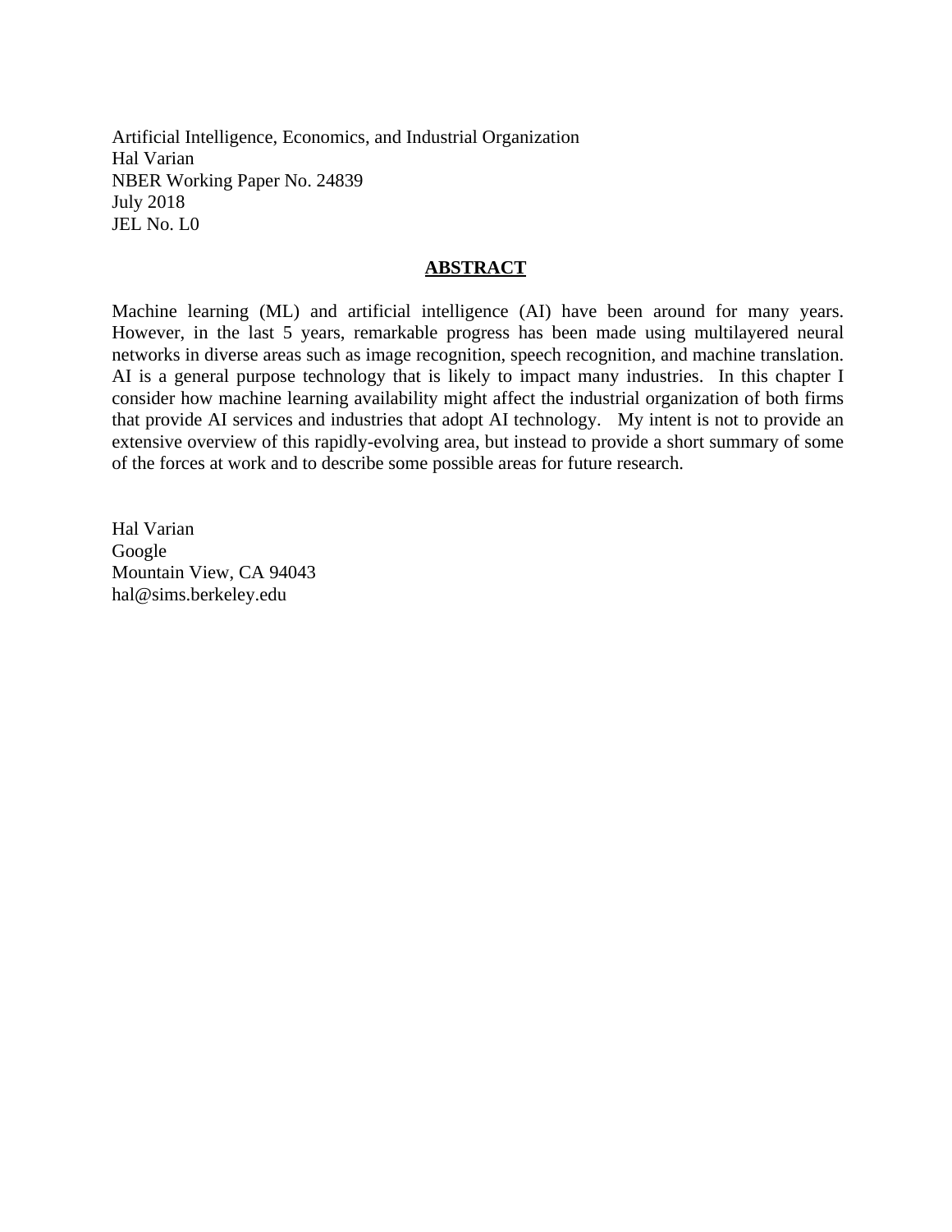Artificial Intelligence, Economics, and Industrial Organization
Hal Varian
NBER Working Paper No. 24839
July 2018
JEL No. L0

## ABSTRACT

Machine learning (ML) and artificial intelligence (AI) have been around for many years. However, in the last 5 years, remarkable progress has been made using multilayered neural networks in diverse areas such as image recognition, speech recognition, and machine translation. AI is a general purpose technology that is likely to impact many industries. In this chapter I consider how machine learning availability might affect the industrial organization of both firms that provide AI services and industries that adopt AI technology. My intent is not to provide an extensive overview of this rapidly-evolving area, but instead to provide a short summary of some of the forces at work and to describe some possible areas for future research.

Hal Varian
Google
Mountain View, CA 94043
hal@sims.berkeley.edu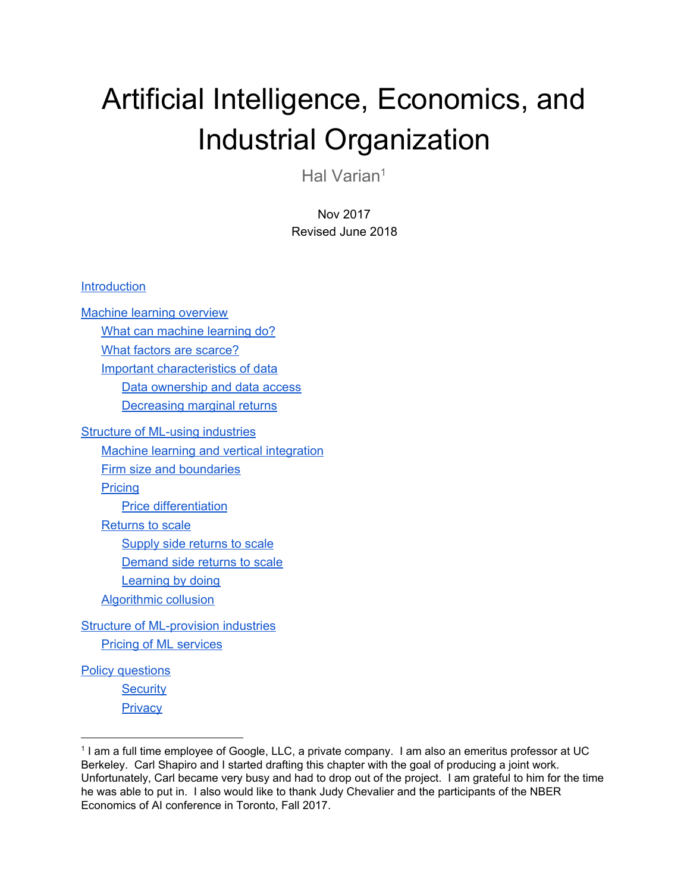# Artificial Intelligence, Economics, and Industrial Organization

Hal Varian[1]

Nov 2017
Revised June 2018

Introduction

Machine learning overview

- What can machine learning do?
- What factors are scarce?
- Important characteristics of data
  - Data ownership and data access
  - Decreasing marginal returns

Structure of ML-using industries

- Machine learning and vertical integration
- Firm size and boundaries
- Pricing
  - Price differentiation
- Returns to scale
  - Supply side returns to scale
  - Demand side returns to scale
  - Learning by doing
- Algorithmic collusion

Structure of ML-provision industries

- Pricing of ML services

Policy questions

- Security
- Privacy

[1] I am a full time employee of Google, LLC, a private company. I am also an emeritus professor at UC Berkeley. Carl Shapiro and I started drafting this chapter with the goal of producing a joint work. Unfortunately, Carl became very busy and had to drop out of the project. I am grateful to him for the time he was able to put in. I also would like to thank Judy Chevalier and the participants of the NBER Economics of AI conference in Toronto, Fall 2017.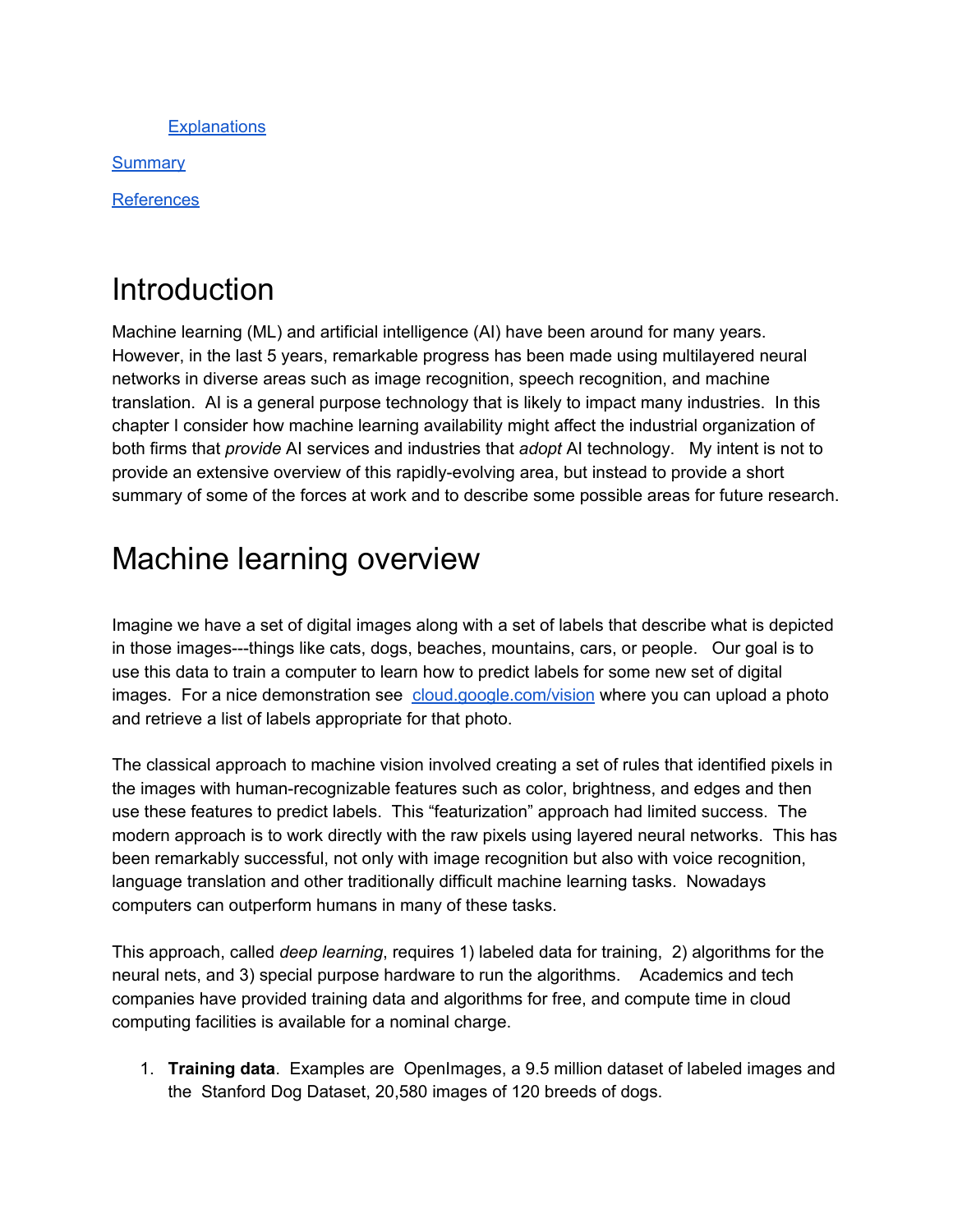[Explanations](#)

[Summary](#)

[References](#)

# Introduction

Machine learning (ML) and artificial intelligence (AI) have been around for many years. However, in the last 5 years, remarkable progress has been made using multilayered neural networks in diverse areas such as image recognition, speech recognition, and machine translation. AI is a general purpose technology that is likely to impact many industries. In this chapter I consider how machine learning availability might affect the industrial organization of both firms that *provide* AI services and industries that *adopt* AI technology. My intent is not to provide an extensive overview of this rapidly-evolving area, but instead to provide a short summary of some of the forces at work and to describe some possible areas for future research.

# Machine learning overview

Imagine we have a set of digital images along with a set of labels that describe what is depicted in those images---things like cats, dogs, beaches, mountains, cars, or people. Our goal is to use this data to train a computer to learn how to predict labels for some new set of digital images. For a nice demonstration see [cloud.google.com/vision](https://cloud.google.com/vision) where you can upload a photo and retrieve a list of labels appropriate for that photo.

The classical approach to machine vision involved creating a set of rules that identified pixels in the images with human-recognizable features such as color, brightness, and edges and then use these features to predict labels. This "featurization" approach had limited success. The modern approach is to work directly with the raw pixels using layered neural networks. This has been remarkably successful, not only with image recognition but also with voice recognition, language translation and other traditionally difficult machine learning tasks. Nowadays computers can outperform humans in many of these tasks.

This approach, called *deep learning*, requires 1) labeled data for training, 2) algorithms for the neural nets, and 3) special purpose hardware to run the algorithms. Academics and tech companies have provided training data and algorithms for free, and compute time in cloud computing facilities is available for a nominal charge.

1. **Training data**. Examples are OpenImages, a 9.5 million dataset of labeled images and the Stanford Dog Dataset, 20,580 images of 120 breeds of dogs.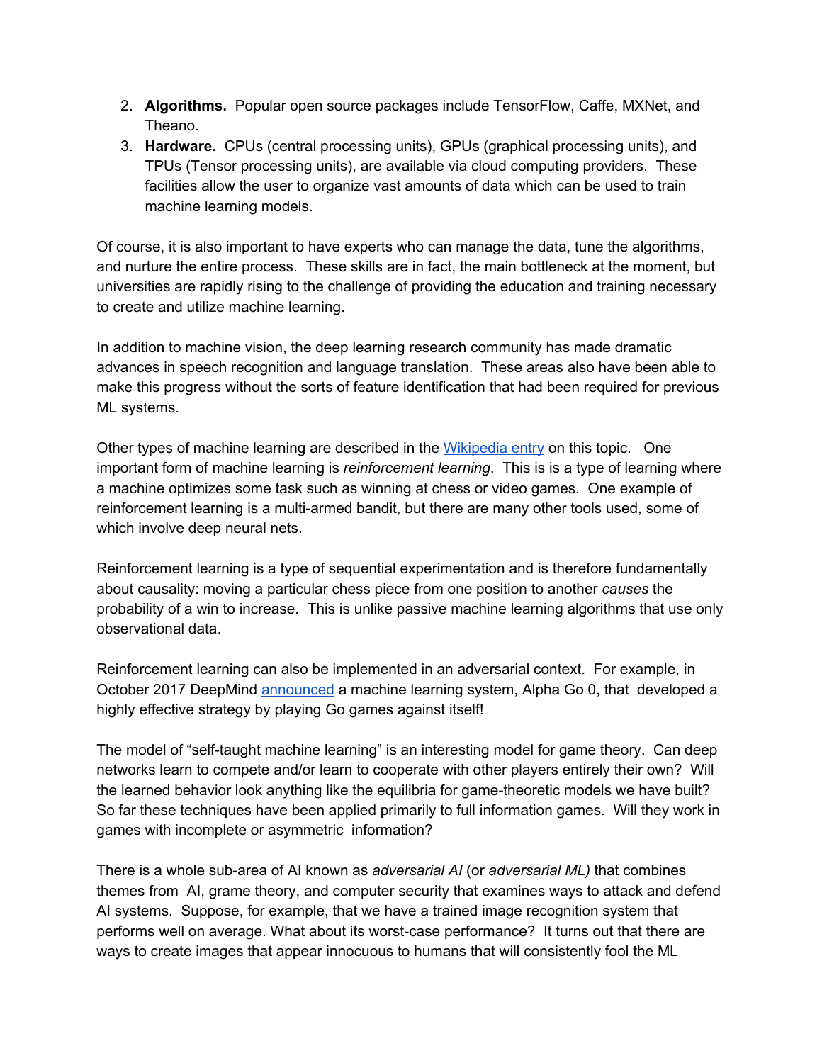2. **Algorithms.** Popular open source packages include TensorFlow, Caffe, MXNet, and Theano.
3. **Hardware.** CPUs (central processing units), GPUs (graphical processing units), and TPUs (Tensor processing units), are available via cloud computing providers. These facilities allow the user to organize vast amounts of data which can be used to train machine learning models.

Of course, it is also important to have experts who can manage the data, tune the algorithms, and nurture the entire process. These skills are in fact, the main bottleneck at the moment, but universities are rapidly rising to the challenge of providing the education and training necessary to create and utilize machine learning.

In addition to machine vision, the deep learning research community has made dramatic advances in speech recognition and language translation. These areas also have been able to make this progress without the sorts of feature identification that had been required for previous ML systems.

Other types of machine learning are described in the [Wikipedia entry] on this topic. One important form of machine learning is *reinforcement learning*. This is is a type of learning where a machine optimizes some task such as winning at chess or video games. One example of reinforcement learning is a multi-armed bandit, but there are many other tools used, some of which involve deep neural nets.

Reinforcement learning is a type of sequential experimentation and is therefore fundamentally about causality: moving a particular chess piece from one position to another *causes* the probability of a win to increase. This is unlike passive machine learning algorithms that use only observational data.

Reinforcement learning can also be implemented in an adversarial context. For example, in October 2017 DeepMind [announced] a machine learning system, Alpha Go 0, that developed a highly effective strategy by playing Go games against itself!

The model of "self-taught machine learning" is an interesting model for game theory. Can deep networks learn to compete and/or learn to cooperate with other players entirely their own? Will the learned behavior look anything like the equilibria for game-theoretic models we have built? So far these techniques have been applied primarily to full information games. Will they work in games with incomplete or asymmetric information?

There is a whole sub-area of AI known as *adversarial AI* (or *adversarial ML)* that combines themes from AI, grame theory, and computer security that examines ways to attack and defend AI systems. Suppose, for example, that we have a trained image recognition system that performs well on average. What about its worst-case performance? It turns out that there are ways to create images that appear innocuous to humans that will consistently fool the ML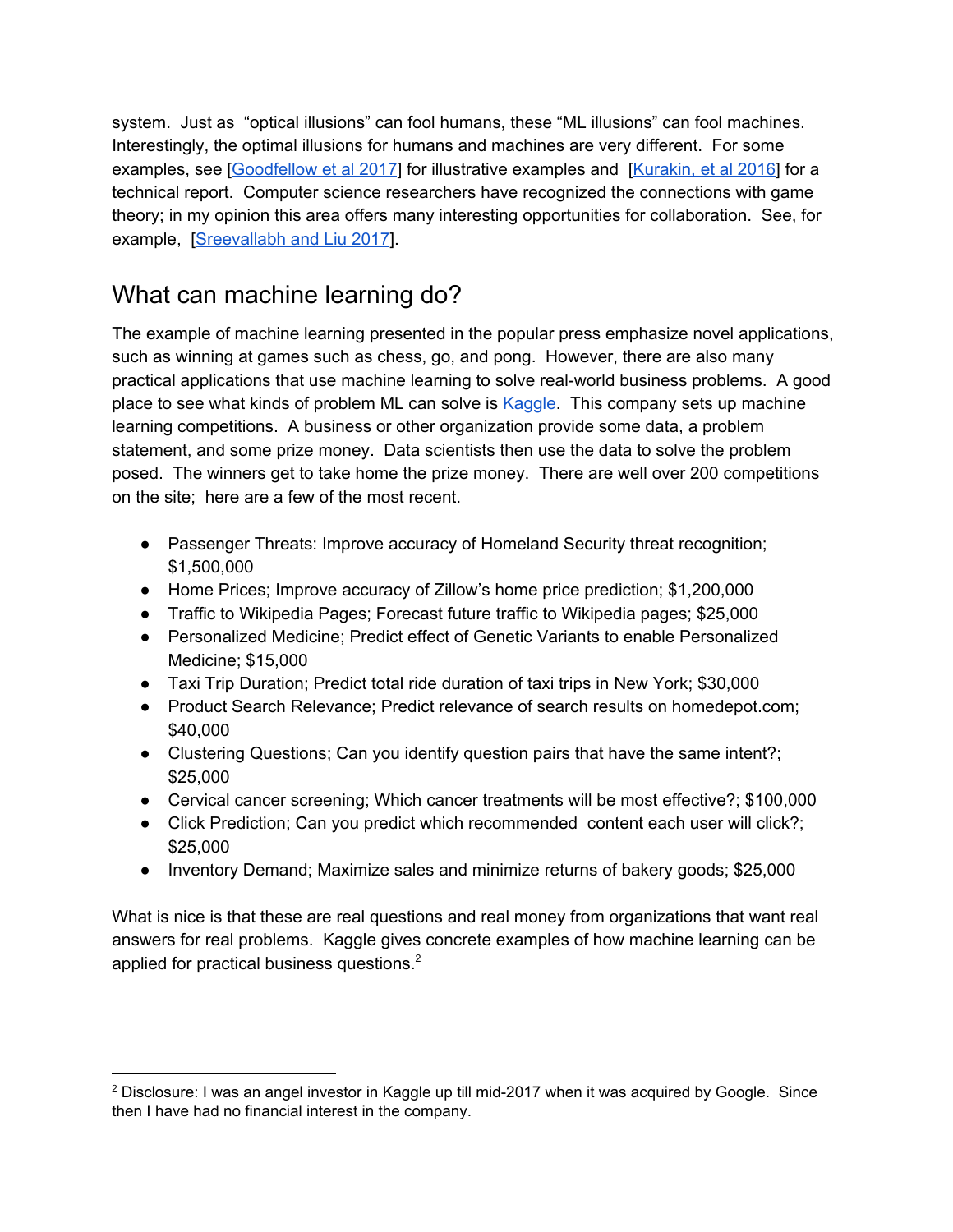system. Just as "optical illusions" can fool humans, these "ML illusions" can fool machines. Interestingly, the optimal illusions for humans and machines are very different. For some examples, see [Goodfellow et al 2017] for illustrative examples and [Kurakin, et al 2016] for a technical report. Computer science researchers have recognized the connections with game theory; in my opinion this area offers many interesting opportunities for collaboration. See, for example, [Sreevallabh and Liu 2017].

## What can machine learning do?

The example of machine learning presented in the popular press emphasize novel applications, such as winning at games such as chess, go, and pong. However, there are also many practical applications that use machine learning to solve real-world business problems. A good place to see what kinds of problem ML can solve is Kaggle. This company sets up machine learning competitions. A business or other organization provide some data, a problem statement, and some prize money. Data scientists then use the data to solve the problem posed. The winners get to take home the prize money. There are well over 200 competitions on the site; here are a few of the most recent.

- Passenger Threats: Improve accuracy of Homeland Security threat recognition; $1,500,000
- Home Prices; Improve accuracy of Zillow's home price prediction; $1,200,000
- Traffic to Wikipedia Pages; Forecast future traffic to Wikipedia pages; $25,000
- Personalized Medicine; Predict effect of Genetic Variants to enable Personalized Medicine; $15,000
- Taxi Trip Duration; Predict total ride duration of taxi trips in New York; $30,000
- Product Search Relevance; Predict relevance of search results on homedepot.com; $40,000
- Clustering Questions; Can you identify question pairs that have the same intent?; $25,000
- Cervical cancer screening; Which cancer treatments will be most effective?; $100,000
- Click Prediction; Can you predict which recommended content each user will click?; $25,000
- Inventory Demand; Maximize sales and minimize returns of bakery goods; $25,000

What is nice is that these are real questions and real money from organizations that want real answers for real problems. Kaggle gives concrete examples of how machine learning can be applied for practical business questions.[2]

---

[2] Disclosure: I was an angel investor in Kaggle up till mid-2017 when it was acquired by Google. Since then I have had no financial interest in the company.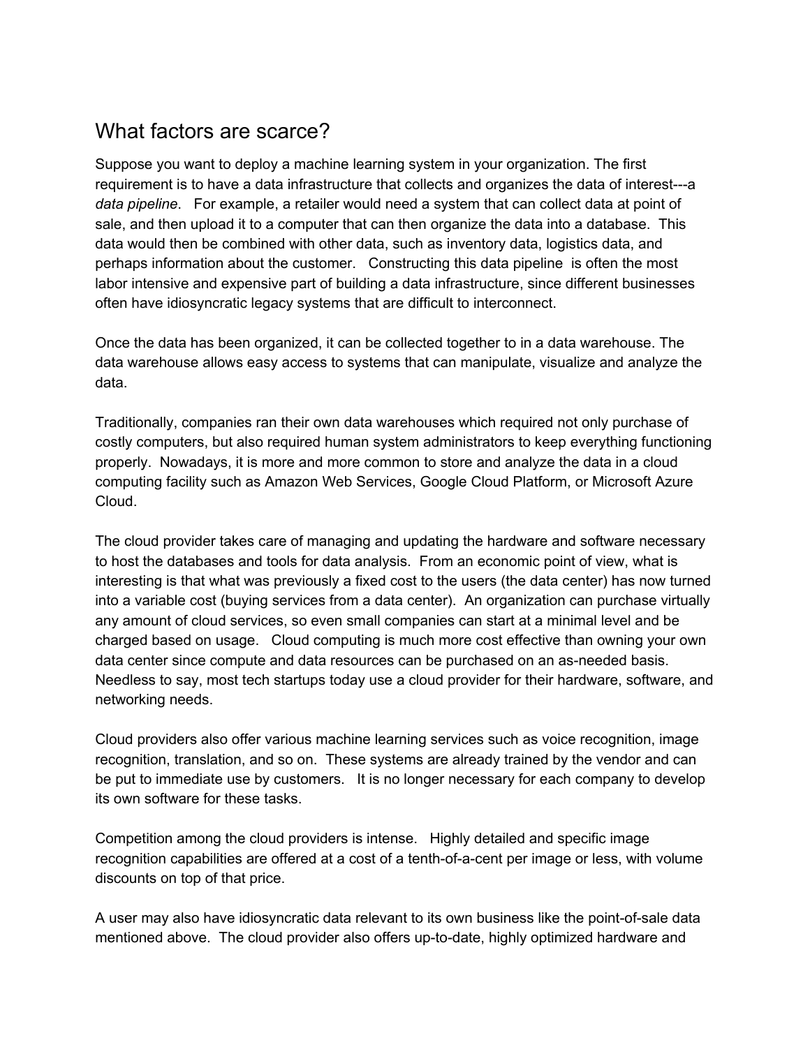## What factors are scarce?

Suppose you want to deploy a machine learning system in your organization. The first requirement is to have a data infrastructure that collects and organizes the data of interest---a *data pipeline*. For example, a retailer would need a system that can collect data at point of sale, and then upload it to a computer that can then organize the data into a database. This data would then be combined with other data, such as inventory data, logistics data, and perhaps information about the customer. Constructing this data pipeline is often the most labor intensive and expensive part of building a data infrastructure, since different businesses often have idiosyncratic legacy systems that are difficult to interconnect.

Once the data has been organized, it can be collected together to in a data warehouse. The data warehouse allows easy access to systems that can manipulate, visualize and analyze the data.

Traditionally, companies ran their own data warehouses which required not only purchase of costly computers, but also required human system administrators to keep everything functioning properly. Nowadays, it is more and more common to store and analyze the data in a cloud computing facility such as Amazon Web Services, Google Cloud Platform, or Microsoft Azure Cloud.

The cloud provider takes care of managing and updating the hardware and software necessary to host the databases and tools for data analysis. From an economic point of view, what is interesting is that what was previously a fixed cost to the users (the data center) has now turned into a variable cost (buying services from a data center). An organization can purchase virtually any amount of cloud services, so even small companies can start at a minimal level and be charged based on usage. Cloud computing is much more cost effective than owning your own data center since compute and data resources can be purchased on an as-needed basis. Needless to say, most tech startups today use a cloud provider for their hardware, software, and networking needs.

Cloud providers also offer various machine learning services such as voice recognition, image recognition, translation, and so on. These systems are already trained by the vendor and can be put to immediate use by customers. It is no longer necessary for each company to develop its own software for these tasks.

Competition among the cloud providers is intense. Highly detailed and specific image recognition capabilities are offered at a cost of a tenth-of-a-cent per image or less, with volume discounts on top of that price.

A user may also have idiosyncratic data relevant to its own business like the point-of-sale data mentioned above. The cloud provider also offers up-to-date, highly optimized hardware and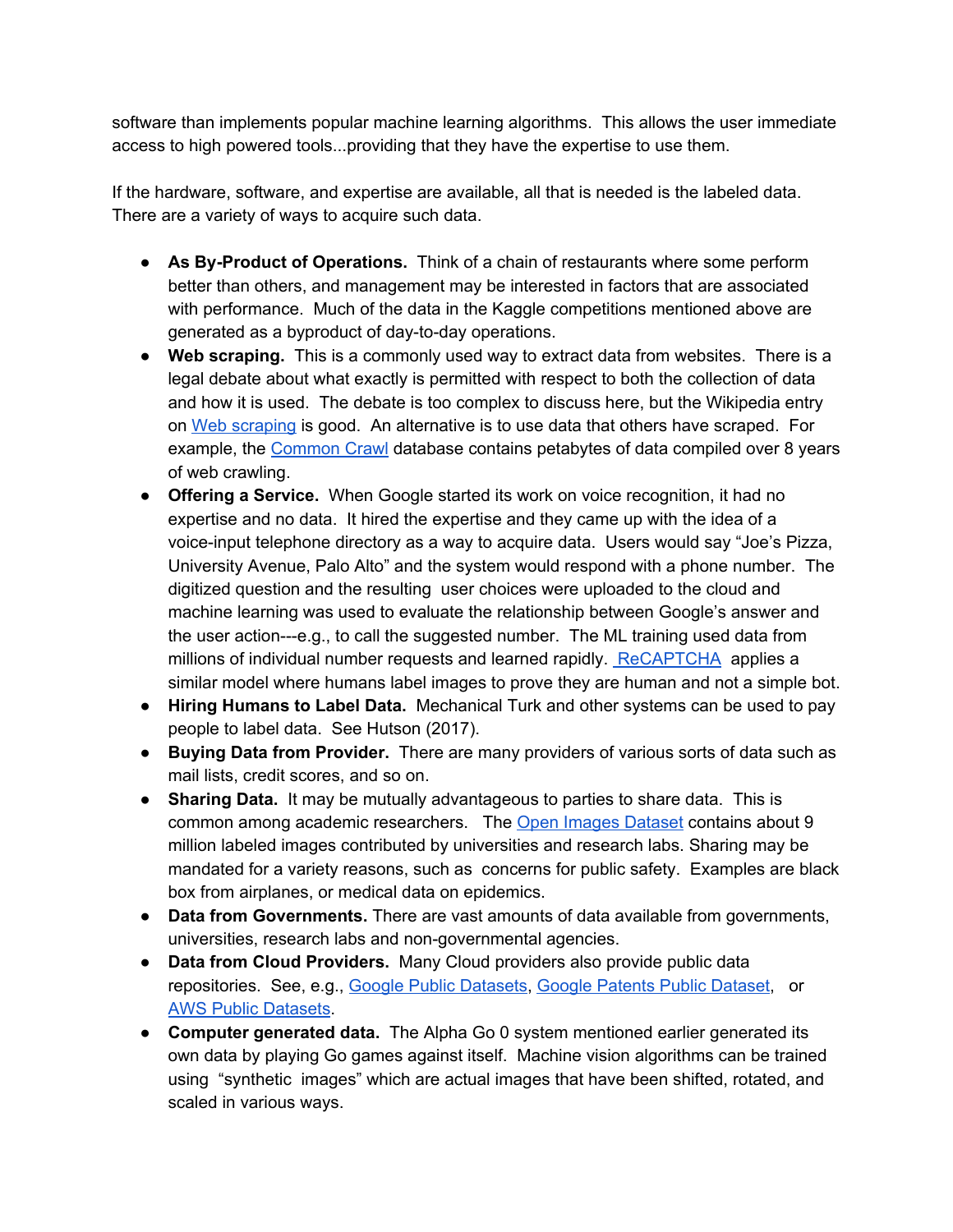software than implements popular machine learning algorithms. This allows the user immediate access to high powered tools...providing that they have the expertise to use them.

If the hardware, software, and expertise are available, all that is needed is the labeled data. There are a variety of ways to acquire such data.

- **As By-Product of Operations.** Think of a chain of restaurants where some perform better than others, and management may be interested in factors that are associated with performance. Much of the data in the Kaggle competitions mentioned above are generated as a byproduct of day-to-day operations.
- **Web scraping.** This is a commonly used way to extract data from websites. There is a legal debate about what exactly is permitted with respect to both the collection of data and how it is used. The debate is too complex to discuss here, but the Wikipedia entry on [Web scraping] is good. An alternative is to use data that others have scraped. For example, the [Common Crawl] database contains petabytes of data compiled over 8 years of web crawling.
- **Offering a Service.** When Google started its work on voice recognition, it had no expertise and no data. It hired the expertise and they came up with the idea of a voice-input telephone directory as a way to acquire data. Users would say "Joe's Pizza, University Avenue, Palo Alto" and the system would respond with a phone number. The digitized question and the resulting user choices were uploaded to the cloud and machine learning was used to evaluate the relationship between Google's answer and the user action---e.g., to call the suggested number. The ML training used data from millions of individual number requests and learned rapidly. [ReCAPTCHA] applies a similar model where humans label images to prove they are human and not a simple bot.
- **Hiring Humans to Label Data.** Mechanical Turk and other systems can be used to pay people to label data. See Hutson (2017).
- **Buying Data from Provider.** There are many providers of various sorts of data such as mail lists, credit scores, and so on.
- **Sharing Data.** It may be mutually advantageous to parties to share data. This is common among academic researchers. The [Open Images Dataset] contains about 9 million labeled images contributed by universities and research labs. Sharing may be mandated for a variety reasons, such as concerns for public safety. Examples are black box from airplanes, or medical data on epidemics.
- **Data from Governments.** There are vast amounts of data available from governments, universities, research labs and non-governmental agencies.
- **Data from Cloud Providers.** Many Cloud providers also provide public data repositories. See, e.g., [Google Public Datasets], [Google Patents Public Dataset], or [AWS Public Datasets].
- **Computer generated data.** The Alpha Go 0 system mentioned earlier generated its own data by playing Go games against itself. Machine vision algorithms can be trained using "synthetic images" which are actual images that have been shifted, rotated, and scaled in various ways.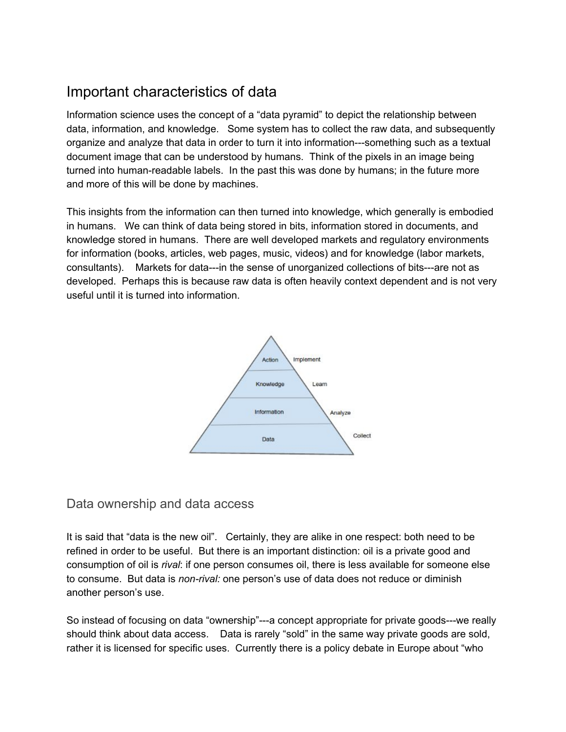## Important characteristics of data

Information science uses the concept of a "data pyramid" to depict the relationship between data, information, and knowledge. Some system has to collect the raw data, and subsequently organize and analyze that data in order to turn it into information---something such as a textual document image that can be understood by humans. Think of the pixels in an image being turned into human-readable labels. In the past this was done by humans; in the future more and more of this will be done by machines.

This insights from the information can then turned into knowledge, which generally is embodied in humans. We can think of data being stored in bits, information stored in documents, and knowledge stored in humans. There are well developed markets and regulatory environments for information (books, articles, web pages, music, videos) and for knowledge (labor markets, consultants). Markets for data---in the sense of unorganized collections of bits---are not as developed. Perhaps this is because raw data is often heavily context dependent and is not very useful until it is turned into information.

### Data ownership and data access

It is said that "data is the new oil". Certainly, they are alike in one respect: both need to be refined in order to be useful. But there is an important distinction: oil is a private good and consumption of oil is *rival*: if one person consumes oil, there is less available for someone else to consume. But data is *non-rival:* one person's use of data does not reduce or diminish another person's use.

So instead of focusing on data "ownership"---a concept appropriate for private goods---we really should think about data access. Data is rarely "sold" in the same way private goods are sold, rather it is licensed for specific uses. Currently there is a policy debate in Europe about "who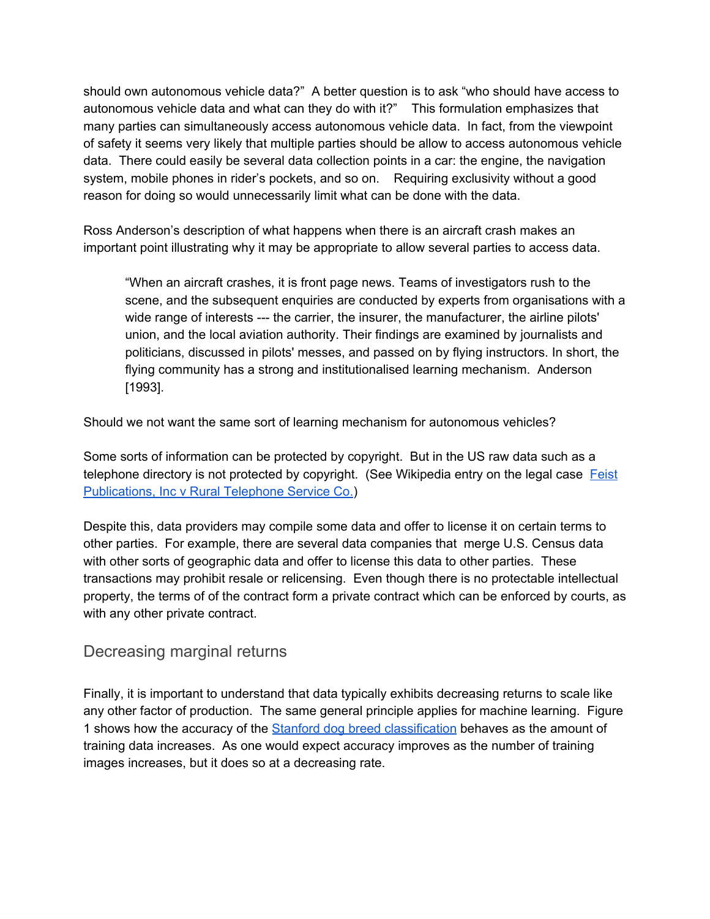should own autonomous vehicle data?" A better question is to ask "who should have access to autonomous vehicle data and what can they do with it?" This formulation emphasizes that many parties can simultaneously access autonomous vehicle data. In fact, from the viewpoint of safety it seems very likely that multiple parties should be allow to access autonomous vehicle data. There could easily be several data collection points in a car: the engine, the navigation system, mobile phones in rider's pockets, and so on. Requiring exclusivity without a good reason for doing so would unnecessarily limit what can be done with the data.

Ross Anderson's description of what happens when there is an aircraft crash makes an important point illustrating why it may be appropriate to allow several parties to access data.

> "When an aircraft crashes, it is front page news. Teams of investigators rush to the scene, and the subsequent enquiries are conducted by experts from organisations with a wide range of interests --- the carrier, the insurer, the manufacturer, the airline pilots' union, and the local aviation authority. Their findings are examined by journalists and politicians, discussed in pilots' messes, and passed on by flying instructors. In short, the flying community has a strong and institutionalised learning mechanism. Anderson [1993].

Should we not want the same sort of learning mechanism for autonomous vehicles?

Some sorts of information can be protected by copyright. But in the US raw data such as a telephone directory is not protected by copyright. (See Wikipedia entry on the legal case [Feist Publications, Inc v Rural Telephone Service Co.](#))

Despite this, data providers may compile some data and offer to license it on certain terms to other parties. For example, there are several data companies that merge U.S. Census data with other sorts of geographic data and offer to license this data to other parties. These transactions may prohibit resale or relicensing. Even though there is no protectable intellectual property, the terms of of the contract form a private contract which can be enforced by courts, as with any other private contract.

## Decreasing marginal returns

Finally, it is important to understand that data typically exhibits decreasing returns to scale like any other factor of production. The same general principle applies for machine learning. Figure 1 shows how the accuracy of the [Stanford dog breed classification](#) behaves as the amount of training data increases. As one would expect accuracy improves as the number of training images increases, but it does so at a decreasing rate.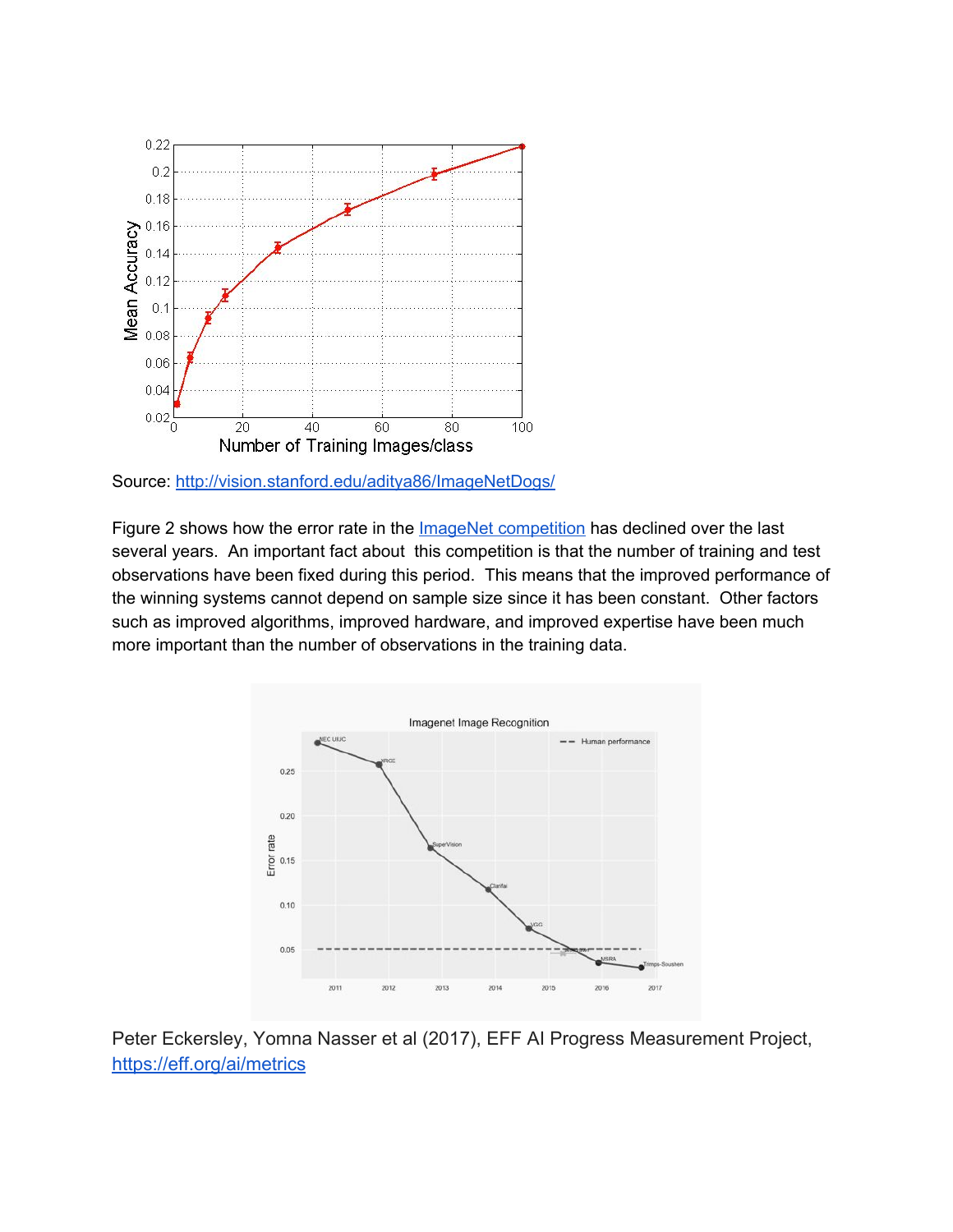Source: [http://vision.stanford.edu/aditya86/ImageNetDogs/](http://vision.stanford.edu/aditya86/ImageNetDogs/)

Figure 2 shows how the error rate in the [ImageNet competition](#) has declined over the last several years. An important fact about this competition is that the number of training and test observations have been fixed during this period. This means that the improved performance of the winning systems cannot depend on sample size since it has been constant. Other factors such as improved algorithms, improved hardware, and improved expertise have been much more important than the number of observations in the training data.

Peter Eckersley, Yomna Nasser et al (2017), EFF AI Progress Measurement Project, [https://eff.org/ai/metrics](https://eff.org/ai/metrics)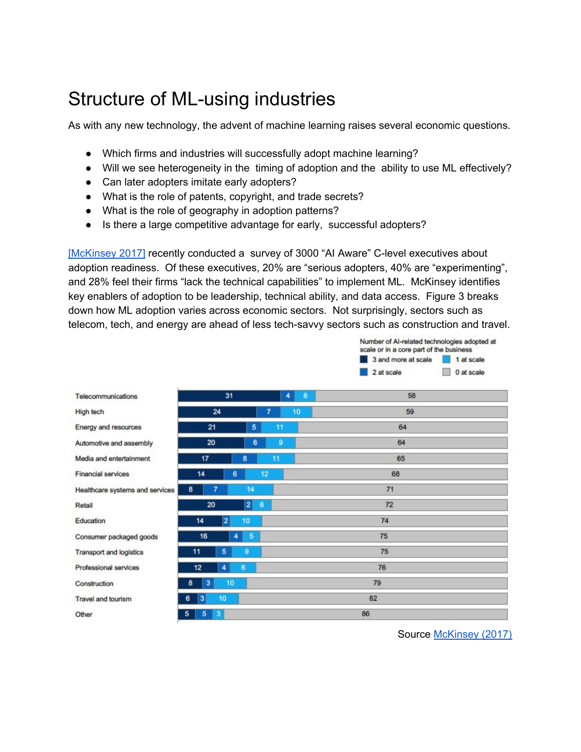# Structure of ML-using industries

As with any new technology, the advent of machine learning raises several economic questions.

- Which firms and industries will successfully adopt machine learning?
- Will we see heterogeneity in the timing of adoption and the ability to use ML effectively?
- Can later adopters imitate early adopters?
- What is the role of patents, copyright, and trade secrets?
- What is the role of geography in adoption patterns?
- Is there a large competitive advantage for early, successful adopters?

[McKinsey 2017] recently conducted a survey of 3000 "AI Aware" C-level executives about adoption readiness. Of these executives, 20% are "serious adopters, 40% are "experimenting", and 28% feel their firms "lack the technical capabilities" to implement ML. McKinsey identifies key enablers of adoption to be leadership, technical ability, and data access. Figure 3 breaks down how ML adoption varies across economic sectors. Not surprisingly, sectors such as telecom, tech, and energy are ahead of less tech-savvy sectors such as construction and travel.

Number of AI-related technologies adopted at scale or in a core part of the business

| Sector | 3 and more at scale | 2 at scale | 1 at scale | 0 at scale |
|---|---|---|---|---|
| Telecommunications | 31 | 4 | 6 | 58 |
| High tech | 24 | 7 | 10 | 59 |
| Energy and resources | 21 | 5 | 11 | 64 |
| Automotive and assembly | 20 | 6 | 9 | 64 |
| Media and entertainment | 17 | 8 | 11 | 65 |
| Financial services | 14 | 6 | 12 | 68 |
| Healthcare systems and services | 8 | 7 | 14 | 71 |
| Retail | 20 | 2 | 6 | 72 |
| Education | 14 | 2 | 10 | 74 |
| Consumer packaged goods | 16 | 4 | 5 | 75 |
| Transport and logistics | 11 | 5 | 9 | 75 |
| Professional services | 12 | 4 | 8 | 76 |
| Construction | 8 | 3 | 10 | 79 |
| Travel and tourism | 6 | 3 | 10 | 82 |
| Other | 5 | 5 | 3 | 86 |

Source McKinsey (2017)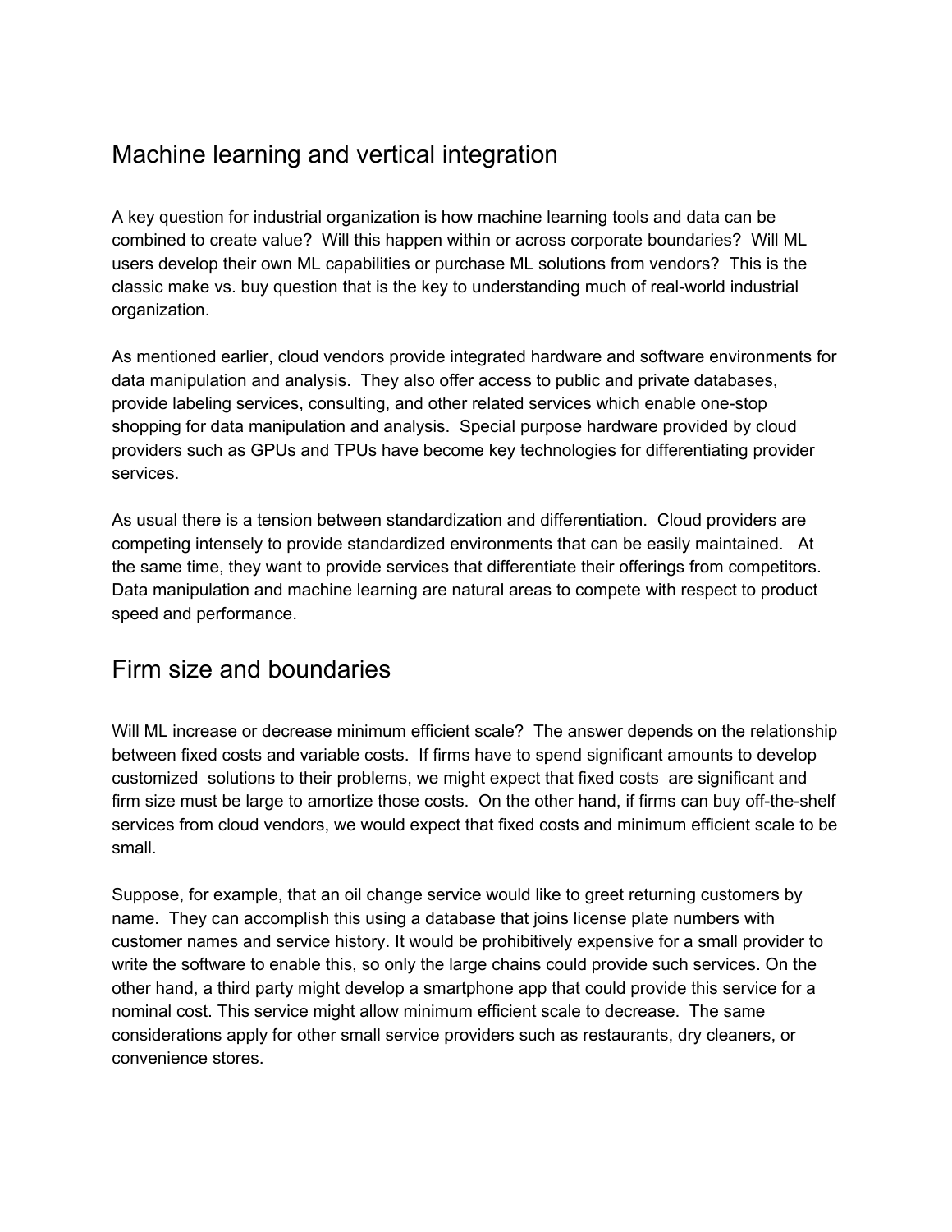## Machine learning and vertical integration

A key question for industrial organization is how machine learning tools and data can be combined to create value? Will this happen within or across corporate boundaries? Will ML users develop their own ML capabilities or purchase ML solutions from vendors? This is the classic make vs. buy question that is the key to understanding much of real-world industrial organization.

As mentioned earlier, cloud vendors provide integrated hardware and software environments for data manipulation and analysis. They also offer access to public and private databases, provide labeling services, consulting, and other related services which enable one-stop shopping for data manipulation and analysis. Special purpose hardware provided by cloud providers such as GPUs and TPUs have become key technologies for differentiating provider services.

As usual there is a tension between standardization and differentiation. Cloud providers are competing intensely to provide standardized environments that can be easily maintained. At the same time, they want to provide services that differentiate their offerings from competitors. Data manipulation and machine learning are natural areas to compete with respect to product speed and performance.

## Firm size and boundaries

Will ML increase or decrease minimum efficient scale? The answer depends on the relationship between fixed costs and variable costs. If firms have to spend significant amounts to develop customized solutions to their problems, we might expect that fixed costs are significant and firm size must be large to amortize those costs. On the other hand, if firms can buy off-the-shelf services from cloud vendors, we would expect that fixed costs and minimum efficient scale to be small.

Suppose, for example, that an oil change service would like to greet returning customers by name. They can accomplish this using a database that joins license plate numbers with customer names and service history. It would be prohibitively expensive for a small provider to write the software to enable this, so only the large chains could provide such services. On the other hand, a third party might develop a smartphone app that could provide this service for a nominal cost. This service might allow minimum efficient scale to decrease. The same considerations apply for other small service providers such as restaurants, dry cleaners, or convenience stores.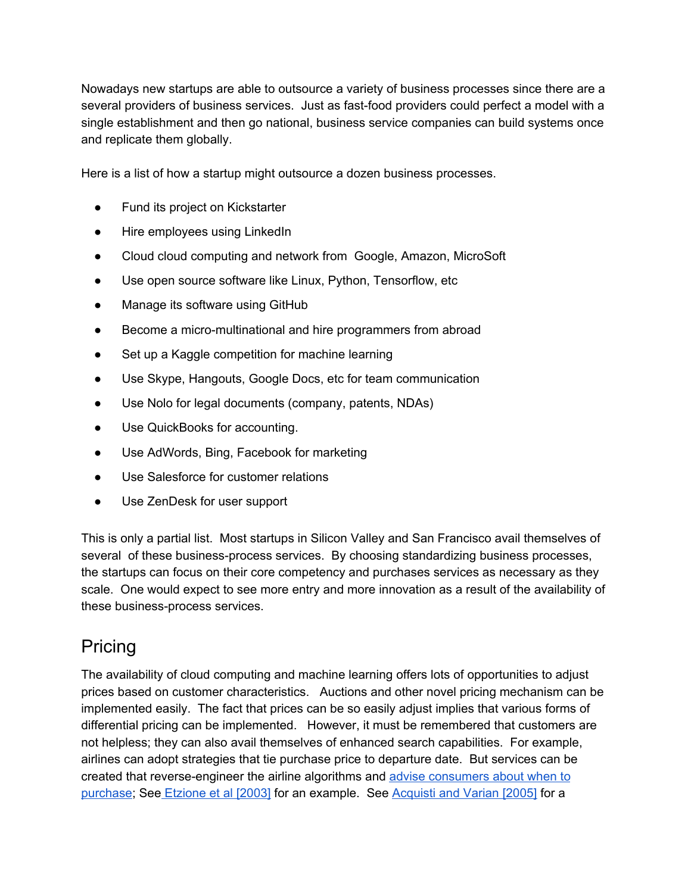Nowadays new startups are able to outsource a variety of business processes since there are a several providers of business services. Just as fast-food providers could perfect a model with a single establishment and then go national, business service companies can build systems once and replicate them globally.

Here is a list of how a startup might outsource a dozen business processes.

- Fund its project on Kickstarter
- Hire employees using LinkedIn
- Cloud cloud computing and network from Google, Amazon, MicroSoft
- Use open source software like Linux, Python, Tensorflow, etc
- Manage its software using GitHub
- Become a micro-multinational and hire programmers from abroad
- Set up a Kaggle competition for machine learning
- Use Skype, Hangouts, Google Docs, etc for team communication
- Use Nolo for legal documents (company, patents, NDAs)
- Use QuickBooks for accounting.
- Use AdWords, Bing, Facebook for marketing
- Use Salesforce for customer relations
- Use ZenDesk for user support

This is only a partial list. Most startups in Silicon Valley and San Francisco avail themselves of several of these business-process services. By choosing standardizing business processes, the startups can focus on their core competency and purchases services as necessary as they scale. One would expect to see more entry and more innovation as a result of the availability of these business-process services.

## Pricing

The availability of cloud computing and machine learning offers lots of opportunities to adjust prices based on customer characteristics. Auctions and other novel pricing mechanism can be implemented easily. The fact that prices can be so easily adjust implies that various forms of differential pricing can be implemented. However, it must be remembered that customers are not helpless; they can also avail themselves of enhanced search capabilities. For example, airlines can adopt strategies that tie purchase price to departure date. But services can be created that reverse-engineer the airline algorithms and advise consumers about when to purchase; See Etzione et al [2003] for an example. See Acquisti and Varian [2005] for a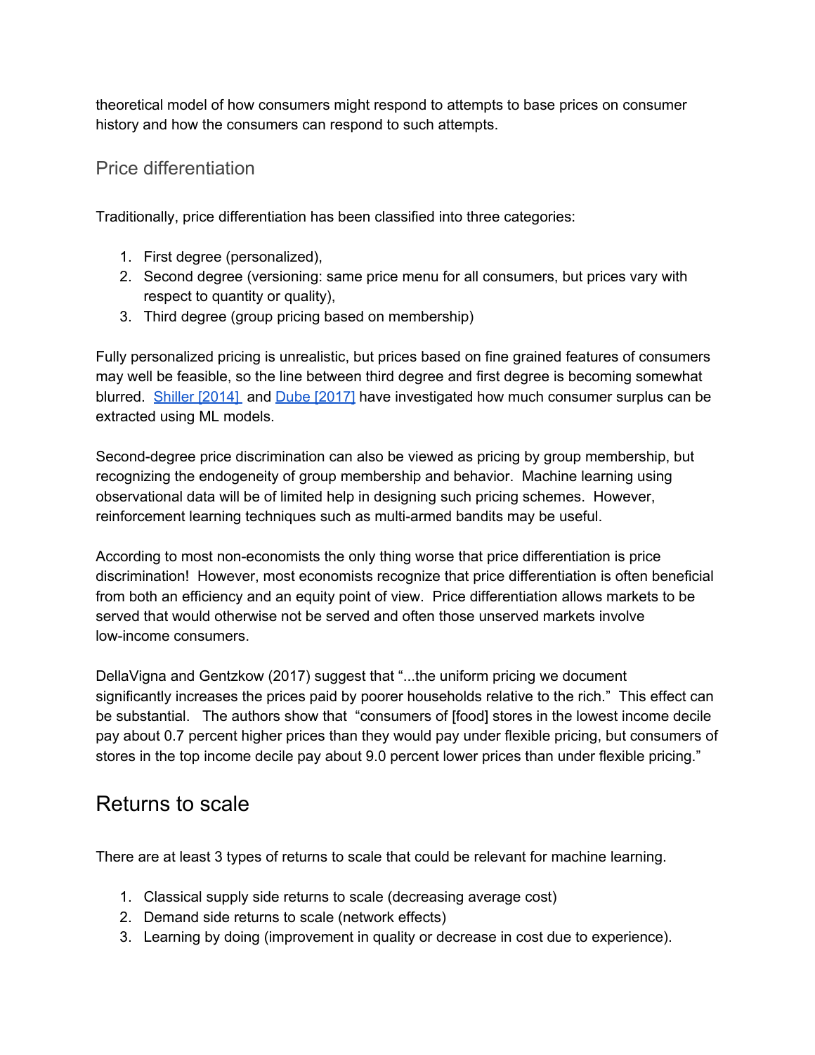theoretical model of how consumers might respond to attempts to base prices on consumer history and how the consumers can respond to such attempts.

### Price differentiation

Traditionally, price differentiation has been classified into three categories:

1. First degree (personalized),
2. Second degree (versioning: same price menu for all consumers, but prices vary with respect to quantity or quality),
3. Third degree (group pricing based on membership)

Fully personalized pricing is unrealistic, but prices based on fine grained features of consumers may well be feasible, so the line between third degree and first degree is becoming somewhat blurred. Shiller [2014] and Dube [2017] have investigated how much consumer surplus can be extracted using ML models.

Second-degree price discrimination can also be viewed as pricing by group membership, but recognizing the endogeneity of group membership and behavior. Machine learning using observational data will be of limited help in designing such pricing schemes. However, reinforcement learning techniques such as multi-armed bandits may be useful.

According to most non-economists the only thing worse that price differentiation is price discrimination! However, most economists recognize that price differentiation is often beneficial from both an efficiency and an equity point of view. Price differentiation allows markets to be served that would otherwise not be served and often those unserved markets involve low-income consumers.

DellaVigna and Gentzkow (2017) suggest that "...the uniform pricing we document significantly increases the prices paid by poorer households relative to the rich." This effect can be substantial. The authors show that "consumers of [food] stores in the lowest income decile pay about 0.7 percent higher prices than they would pay under flexible pricing, but consumers of stores in the top income decile pay about 9.0 percent lower prices than under flexible pricing."

## Returns to scale

There are at least 3 types of returns to scale that could be relevant for machine learning.

1. Classical supply side returns to scale (decreasing average cost)
2. Demand side returns to scale (network effects)
3. Learning by doing (improvement in quality or decrease in cost due to experience).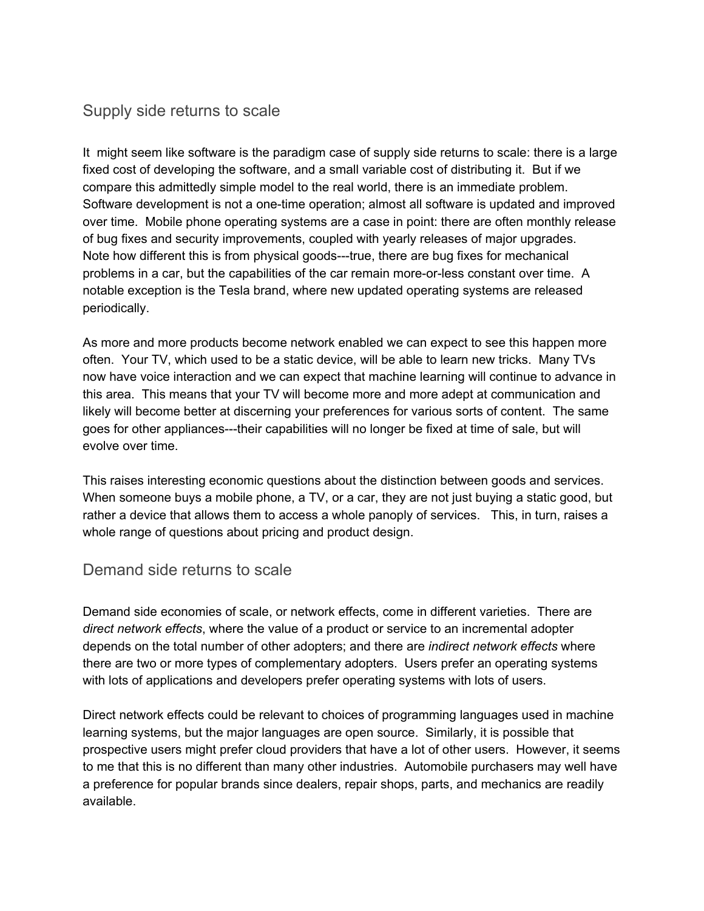## Supply side returns to scale

It might seem like software is the paradigm case of supply side returns to scale: there is a large fixed cost of developing the software, and a small variable cost of distributing it. But if we compare this admittedly simple model to the real world, there is an immediate problem. Software development is not a one-time operation; almost all software is updated and improved over time. Mobile phone operating systems are a case in point: there are often monthly release of bug fixes and security improvements, coupled with yearly releases of major upgrades. Note how different this is from physical goods---true, there are bug fixes for mechanical problems in a car, but the capabilities of the car remain more-or-less constant over time. A notable exception is the Tesla brand, where new updated operating systems are released periodically.

As more and more products become network enabled we can expect to see this happen more often. Your TV, which used to be a static device, will be able to learn new tricks. Many TVs now have voice interaction and we can expect that machine learning will continue to advance in this area. This means that your TV will become more and more adept at communication and likely will become better at discerning your preferences for various sorts of content. The same goes for other appliances---their capabilities will no longer be fixed at time of sale, but will evolve over time.

This raises interesting economic questions about the distinction between goods and services. When someone buys a mobile phone, a TV, or a car, they are not just buying a static good, but rather a device that allows them to access a whole panoply of services. This, in turn, raises a whole range of questions about pricing and product design.

## Demand side returns to scale

Demand side economies of scale, or network effects, come in different varieties. There are *direct network effects*, where the value of a product or service to an incremental adopter depends on the total number of other adopters; and there are *indirect network effects* where there are two or more types of complementary adopters. Users prefer an operating systems with lots of applications and developers prefer operating systems with lots of users.

Direct network effects could be relevant to choices of programming languages used in machine learning systems, but the major languages are open source. Similarly, it is possible that prospective users might prefer cloud providers that have a lot of other users. However, it seems to me that this is no different than many other industries. Automobile purchasers may well have a preference for popular brands since dealers, repair shops, parts, and mechanics are readily available.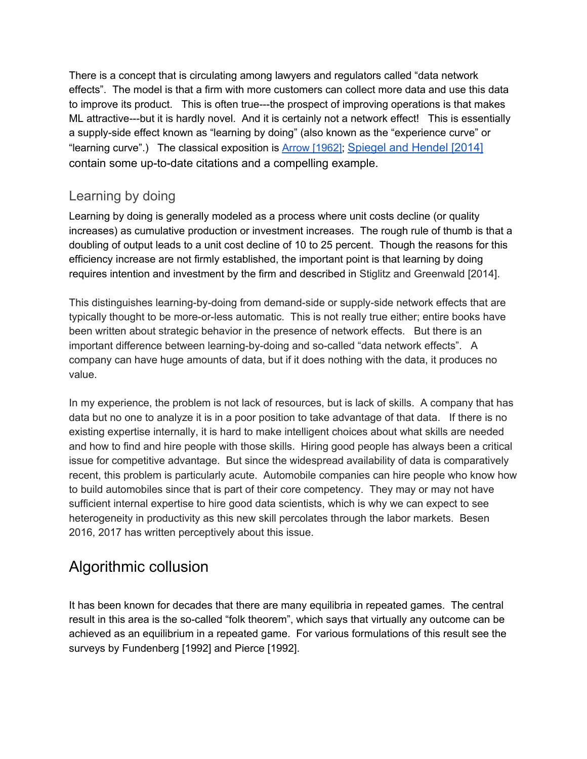There is a concept that is circulating among lawyers and regulators called "data network effects". The model is that a firm with more customers can collect more data and use this data to improve its product. This is often true---the prospect of improving operations is that makes ML attractive---but it is hardly novel. And it is certainly not a network effect! This is essentially a supply-side effect known as "learning by doing" (also known as the "experience curve" or "learning curve".) The classical exposition is [Arrow [1962]](); [Spiegel and Hendel [2014]]() contain some up-to-date citations and a compelling example.

## Learning by doing

Learning by doing is generally modeled as a process where unit costs decline (or quality increases) as cumulative production or investment increases. The rough rule of thumb is that a doubling of output leads to a unit cost decline of 10 to 25 percent. Though the reasons for this efficiency increase are not firmly established, the important point is that learning by doing requires intention and investment by the firm and described in Stiglitz and Greenwald [2014].

This distinguishes learning-by-doing from demand-side or supply-side network effects that are typically thought to be more-or-less automatic. This is not really true either; entire books have been written about strategic behavior in the presence of network effects. But there is an important difference between learning-by-doing and so-called "data network effects". A company can have huge amounts of data, but if it does nothing with the data, it produces no value.

In my experience, the problem is not lack of resources, but is lack of skills. A company that has data but no one to analyze it is in a poor position to take advantage of that data. If there is no existing expertise internally, it is hard to make intelligent choices about what skills are needed and how to find and hire people with those skills. Hiring good people has always been a critical issue for competitive advantage. But since the widespread availability of data is comparatively recent, this problem is particularly acute. Automobile companies can hire people who know how to build automobiles since that is part of their core competency. They may or may not have sufficient internal expertise to hire good data scientists, which is why we can expect to see heterogeneity in productivity as this new skill percolates through the labor markets. Besen 2016, 2017 has written perceptively about this issue.

# Algorithmic collusion

It has been known for decades that there are many equilibria in repeated games. The central result in this area is the so-called "folk theorem", which says that virtually any outcome can be achieved as an equilibrium in a repeated game. For various formulations of this result see the surveys by Fundenberg [1992] and Pierce [1992].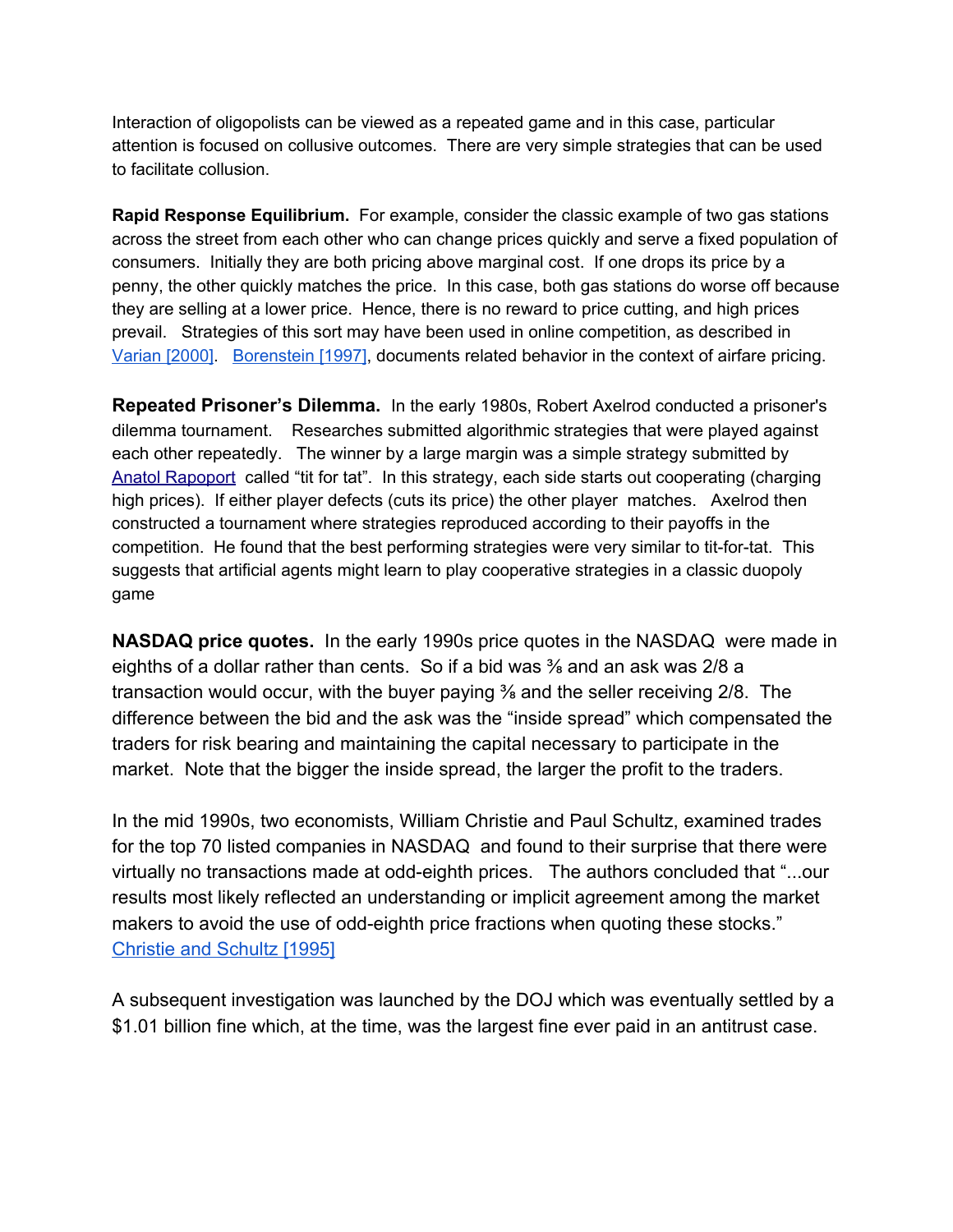Interaction of oligopolists can be viewed as a repeated game and in this case, particular attention is focused on collusive outcomes. There are very simple strategies that can be used to facilitate collusion.

**Rapid Response Equilibrium.** For example, consider the classic example of two gas stations across the street from each other who can change prices quickly and serve a fixed population of consumers. Initially they are both pricing above marginal cost. If one drops its price by a penny, the other quickly matches the price. In this case, both gas stations do worse off because they are selling at a lower price. Hence, there is no reward to price cutting, and high prices prevail. Strategies of this sort may have been used in online competition, as described in Varian [2000]. Borenstein [1997], documents related behavior in the context of airfare pricing.

**Repeated Prisoner's Dilemma.** In the early 1980s, Robert Axelrod conducted a prisoner's dilemma tournament. Researches submitted algorithmic strategies that were played against each other repeatedly. The winner by a large margin was a simple strategy submitted by Anatol Rapoport called "tit for tat". In this strategy, each side starts out cooperating (charging high prices). If either player defects (cuts its price) the other player matches. Axelrod then constructed a tournament where strategies reproduced according to their payoffs in the competition. He found that the best performing strategies were very similar to tit-for-tat. This suggests that artificial agents might learn to play cooperative strategies in a classic duopoly game

**NASDAQ price quotes.** In the early 1990s price quotes in the NASDAQ were made in eighths of a dollar rather than cents. So if a bid was ⅜ and an ask was 2/8 a transaction would occur, with the buyer paying ⅜ and the seller receiving 2/8. The difference between the bid and the ask was the "inside spread" which compensated the traders for risk bearing and maintaining the capital necessary to participate in the market. Note that the bigger the inside spread, the larger the profit to the traders.

In the mid 1990s, two economists, William Christie and Paul Schultz, examined trades for the top 70 listed companies in NASDAQ and found to their surprise that there were virtually no transactions made at odd-eighth prices. The authors concluded that "...our results most likely reflected an understanding or implicit agreement among the market makers to avoid the use of odd-eighth price fractions when quoting these stocks." Christie and Schultz [1995]

A subsequent investigation was launched by the DOJ which was eventually settled by a $1.01 billion fine which, at the time, was the largest fine ever paid in an antitrust case.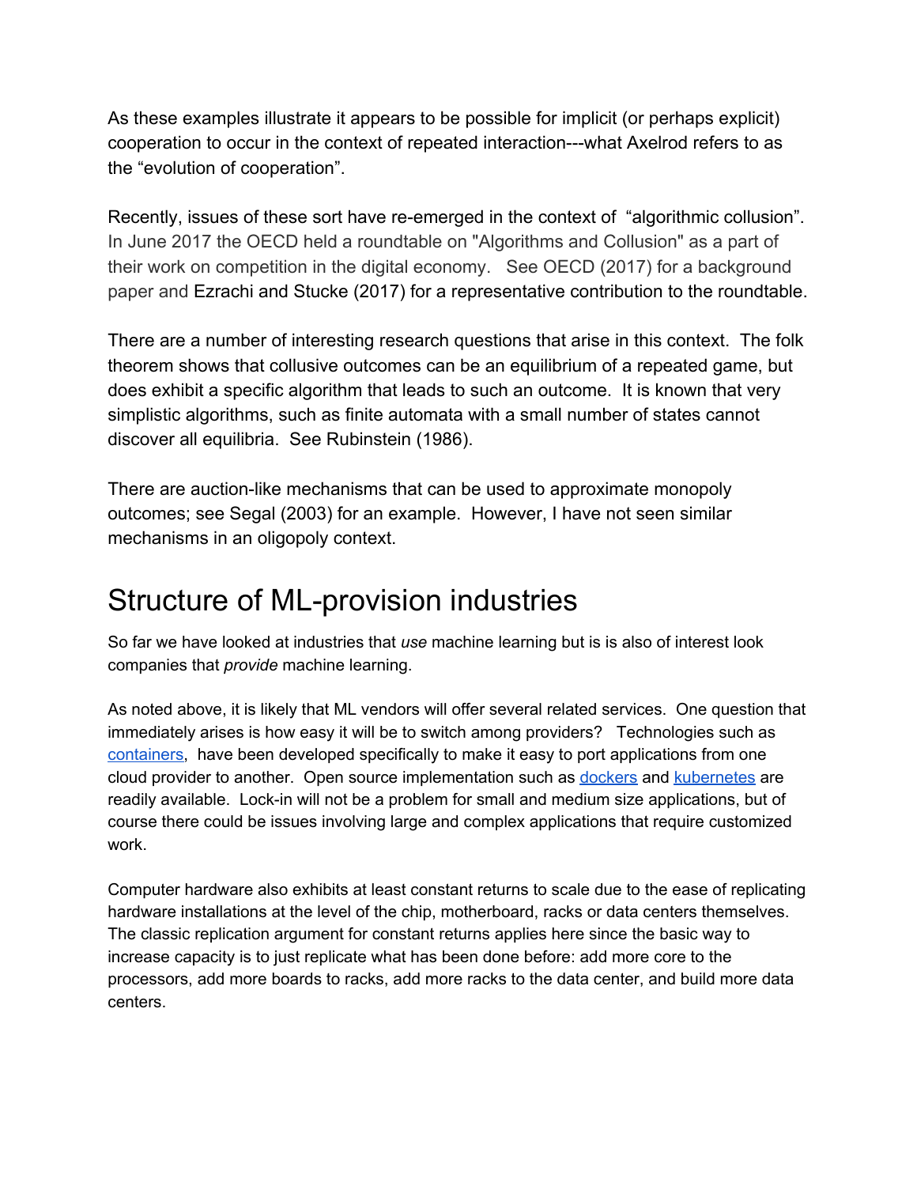As these examples illustrate it appears to be possible for implicit (or perhaps explicit) cooperation to occur in the context of repeated interaction---what Axelrod refers to as the “evolution of cooperation”.

Recently, issues of these sort have re-emerged in the context of “algorithmic collusion”. In June 2017 the OECD held a roundtable on "Algorithms and Collusion" as a part of their work on competition in the digital economy. See OECD (2017) for a background paper and Ezrachi and Stucke (2017) for a representative contribution to the roundtable.

There are a number of interesting research questions that arise in this context. The folk theorem shows that collusive outcomes can be an equilibrium of a repeated game, but does exhibit a specific algorithm that leads to such an outcome. It is known that very simplistic algorithms, such as finite automata with a small number of states cannot discover all equilibria. See Rubinstein (1986).

There are auction-like mechanisms that can be used to approximate monopoly outcomes; see Segal (2003) for an example. However, I have not seen similar mechanisms in an oligopoly context.

# Structure of ML-provision industries

So far we have looked at industries that *use* machine learning but is is also of interest look companies that *provide* machine learning.

As noted above, it is likely that ML vendors will offer several related services. One question that immediately arises is how easy it will be to switch among providers? Technologies such as containers, have been developed specifically to make it easy to port applications from one cloud provider to another. Open source implementation such as dockers and kubernetes are readily available. Lock-in will not be a problem for small and medium size applications, but of course there could be issues involving large and complex applications that require customized work.

Computer hardware also exhibits at least constant returns to scale due to the ease of replicating hardware installations at the level of the chip, motherboard, racks or data centers themselves. The classic replication argument for constant returns applies here since the basic way to increase capacity is to just replicate what has been done before: add more core to the processors, add more boards to racks, add more racks to the data center, and build more data centers.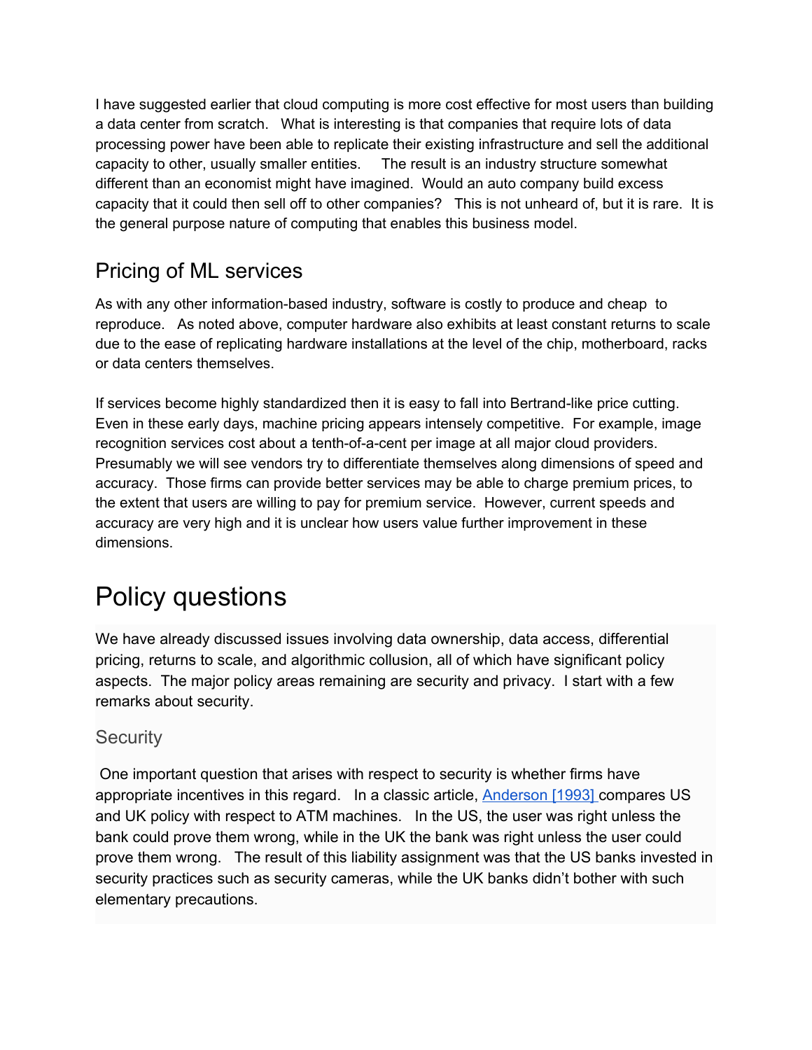I have suggested earlier that cloud computing is more cost effective for most users than building a data center from scratch. What is interesting is that companies that require lots of data processing power have been able to replicate their existing infrastructure and sell the additional capacity to other, usually smaller entities. The result is an industry structure somewhat different than an economist might have imagined. Would an auto company build excess capacity that it could then sell off to other companies? This is not unheard of, but it is rare. It is the general purpose nature of computing that enables this business model.

## Pricing of ML services

As with any other information-based industry, software is costly to produce and cheap to reproduce. As noted above, computer hardware also exhibits at least constant returns to scale due to the ease of replicating hardware installations at the level of the chip, motherboard, racks or data centers themselves.

If services become highly standardized then it is easy to fall into Bertrand-like price cutting. Even in these early days, machine pricing appears intensely competitive. For example, image recognition services cost about a tenth-of-a-cent per image at all major cloud providers. Presumably we will see vendors try to differentiate themselves along dimensions of speed and accuracy. Those firms can provide better services may be able to charge premium prices, to the extent that users are willing to pay for premium service. However, current speeds and accuracy are very high and it is unclear how users value further improvement in these dimensions.

# Policy questions

We have already discussed issues involving data ownership, data access, differential pricing, returns to scale, and algorithmic collusion, all of which have significant policy aspects. The major policy areas remaining are security and privacy. I start with a few remarks about security.

### Security

One important question that arises with respect to security is whether firms have appropriate incentives in this regard. In a classic article, Anderson [1993] compares US and UK policy with respect to ATM machines. In the US, the user was right unless the bank could prove them wrong, while in the UK the bank was right unless the user could prove them wrong. The result of this liability assignment was that the US banks invested in security practices such as security cameras, while the UK banks didn't bother with such elementary precautions.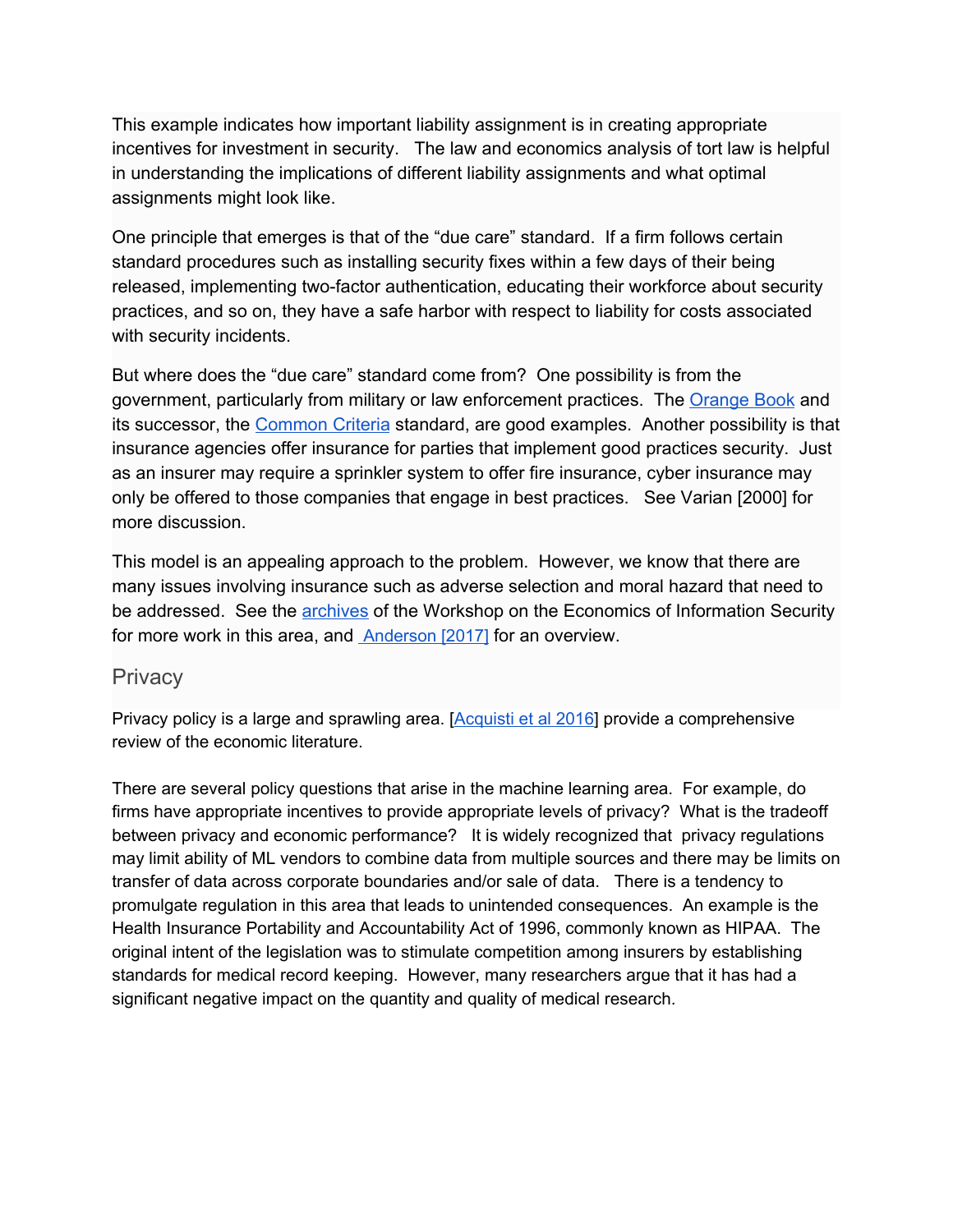This example indicates how important liability assignment is in creating appropriate incentives for investment in security. The law and economics analysis of tort law is helpful in understanding the implications of different liability assignments and what optimal assignments might look like.

One principle that emerges is that of the "due care" standard. If a firm follows certain standard procedures such as installing security fixes within a few days of their being released, implementing two-factor authentication, educating their workforce about security practices, and so on, they have a safe harbor with respect to liability for costs associated with security incidents.

But where does the "due care" standard come from? One possibility is from the government, particularly from military or law enforcement practices. The Orange Book and its successor, the Common Criteria standard, are good examples. Another possibility is that insurance agencies offer insurance for parties that implement good practices security. Just as an insurer may require a sprinkler system to offer fire insurance, cyber insurance may only be offered to those companies that engage in best practices. See Varian [2000] for more discussion.

This model is an appealing approach to the problem. However, we know that there are many issues involving insurance such as adverse selection and moral hazard that need to be addressed. See the archives of the Workshop on the Economics of Information Security for more work in this area, and Anderson [2017] for an overview.

## Privacy

Privacy policy is a large and sprawling area. [Acquisti et al 2016] provide a comprehensive review of the economic literature.

There are several policy questions that arise in the machine learning area. For example, do firms have appropriate incentives to provide appropriate levels of privacy? What is the tradeoff between privacy and economic performance? It is widely recognized that privacy regulations may limit ability of ML vendors to combine data from multiple sources and there may be limits on transfer of data across corporate boundaries and/or sale of data. There is a tendency to promulgate regulation in this area that leads to unintended consequences. An example is the Health Insurance Portability and Accountability Act of 1996, commonly known as HIPAA. The original intent of the legislation was to stimulate competition among insurers by establishing standards for medical record keeping. However, many researchers argue that it has had a significant negative impact on the quantity and quality of medical research.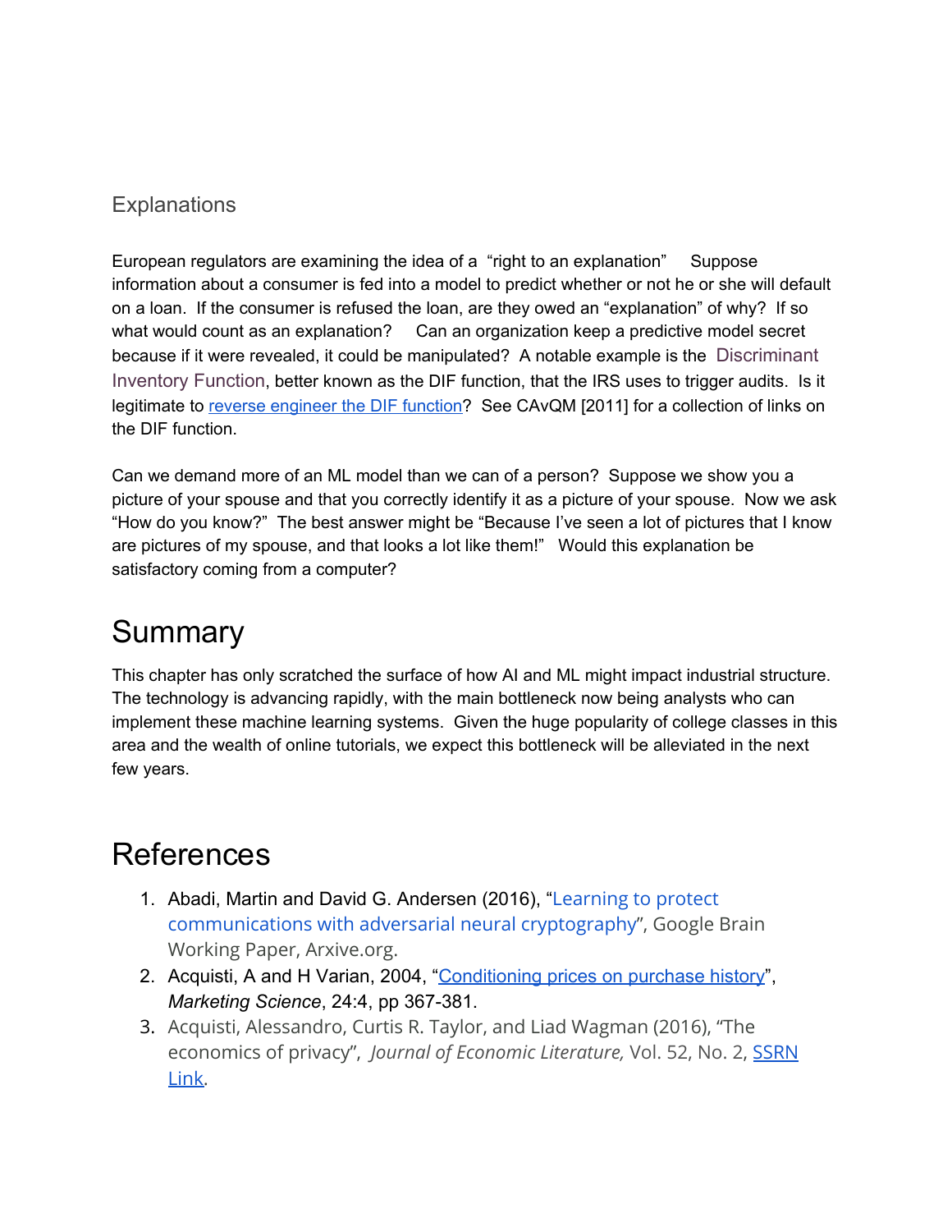### Explanations

European regulators are examining the idea of a "right to an explanation" Suppose information about a consumer is fed into a model to predict whether or not he or she will default on a loan. If the consumer is refused the loan, are they owed an "explanation" of why? If so what would count as an explanation? Can an organization keep a predictive model secret because if it were revealed, it could be manipulated? A notable example is the Discriminant Inventory Function, better known as the DIF function, that the IRS uses to trigger audits. Is it legitimate to reverse engineer the DIF function? See CAvQM [2011] for a collection of links on the DIF function.

Can we demand more of an ML model than we can of a person? Suppose we show you a picture of your spouse and that you correctly identify it as a picture of your spouse. Now we ask "How do you know?" The best answer might be "Because I've seen a lot of pictures that I know are pictures of my spouse, and that looks a lot like them!" Would this explanation be satisfactory coming from a computer?

# Summary

This chapter has only scratched the surface of how AI and ML might impact industrial structure. The technology is advancing rapidly, with the main bottleneck now being analysts who can implement these machine learning systems. Given the huge popularity of college classes in this area and the wealth of online tutorials, we expect this bottleneck will be alleviated in the next few years.

# References

1. Abadi, Martin and David G. Andersen (2016), "Learning to protect communications with adversarial neural cryptography", Google Brain Working Paper, Arxive.org.
2. Acquisti, A and H Varian, 2004, "Conditioning prices on purchase history", *Marketing Science*, 24:4, pp 367-381.
3. Acquisti, Alessandro, Curtis R. Taylor, and Liad Wagman (2016), "The economics of privacy", *Journal of Economic Literature,* Vol. 52, No. 2, SSRN Link.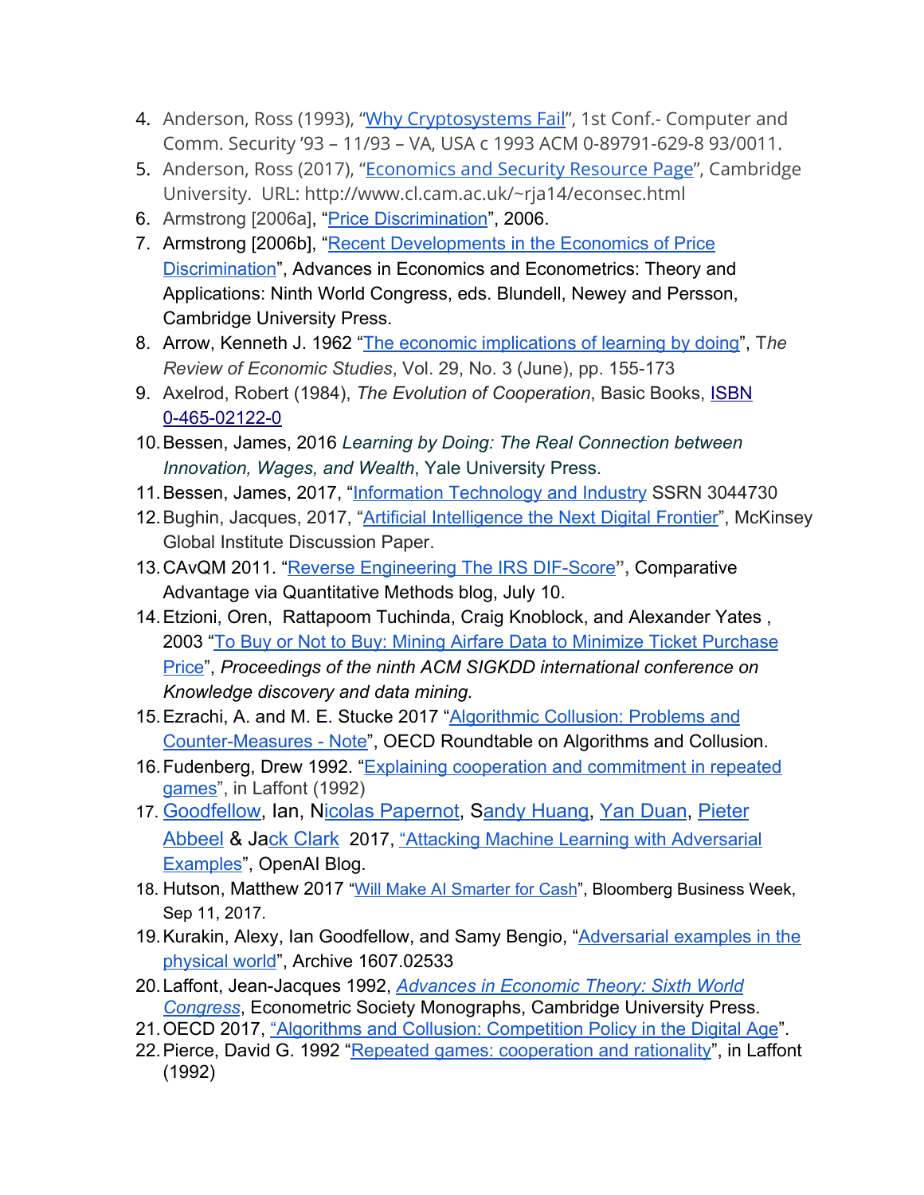4. Anderson, Ross (1993), "Why Cryptosystems Fail", 1st Conf.- Computer and Comm. Security '93 – 11/93 – VA, USA c 1993 ACM 0-89791-629-8 93/0011.
5. Anderson, Ross (2017), "Economics and Security Resource Page", Cambridge University. URL: http://www.cl.cam.ac.uk/~rja14/econsec.html
6. Armstrong [2006a], "Price Discrimination", 2006.
7. Armstrong [2006b], "Recent Developments in the Economics of Price Discrimination", Advances in Economics and Econometrics: Theory and Applications: Ninth World Congress, eds. Blundell, Newey and Persson, Cambridge University Press.
8. Arrow, Kenneth J. 1962 "The economic implications of learning by doing", T*he Review of Economic Studies*, Vol. 29, No. 3 (June), pp. 155-173
9. Axelrod, Robert (1984), *The Evolution of Cooperation*, Basic Books, ISBN 0-465-02122-0
10. Bessen, James, 2016 *Learning by Doing: The Real Connection between Innovation, Wages, and Wealth*, Yale University Press.
11. Bessen, James, 2017, "Information Technology and Industry SSRN 3044730
12. Bughin, Jacques, 2017, "Artificial Intelligence the Next Digital Frontier", McKinsey Global Institute Discussion Paper.
13. CAvQM 2011. "Reverse Engineering The IRS DIF-Score", Comparative Advantage via Quantitative Methods blog, July 10.
14. Etzioni, Oren, Rattapoom Tuchinda, Craig Knoblock, and Alexander Yates , 2003 "To Buy or Not to Buy: Mining Airfare Data to Minimize Ticket Purchase Price", *Proceedings of the ninth ACM SIGKDD international conference on Knowledge discovery and data mining.*
15. Ezrachi, A. and M. E. Stucke 2017 "Algorithmic Collusion: Problems and Counter-Measures - Note", OECD Roundtable on Algorithms and Collusion.
16. Fudenberg, Drew 1992. "Explaining cooperation and commitment in repeated games", in Laffont (1992)
17. Goodfellow, Ian, Nicolas Papernot, Sandy Huang, Yan Duan, Pieter Abbeel & Jack Clark 2017, "Attacking Machine Learning with Adversarial Examples", OpenAI Blog.
18. Hutson, Matthew 2017 "Will Make AI Smarter for Cash", Bloomberg Business Week, Sep 11, 2017.
19. Kurakin, Alexy, Ian Goodfellow, and Samy Bengio, "Adversarial examples in the physical world", Archive 1607.02533
20. Laffont, Jean-Jacques 1992, *Advances in Economic Theory: Sixth World Congress*, Econometric Society Monographs, Cambridge University Press.
21. OECD 2017, "Algorithms and Collusion: Competition Policy in the Digital Age".
22. Pierce, David G. 1992 "Repeated games: cooperation and rationality", in Laffont (1992)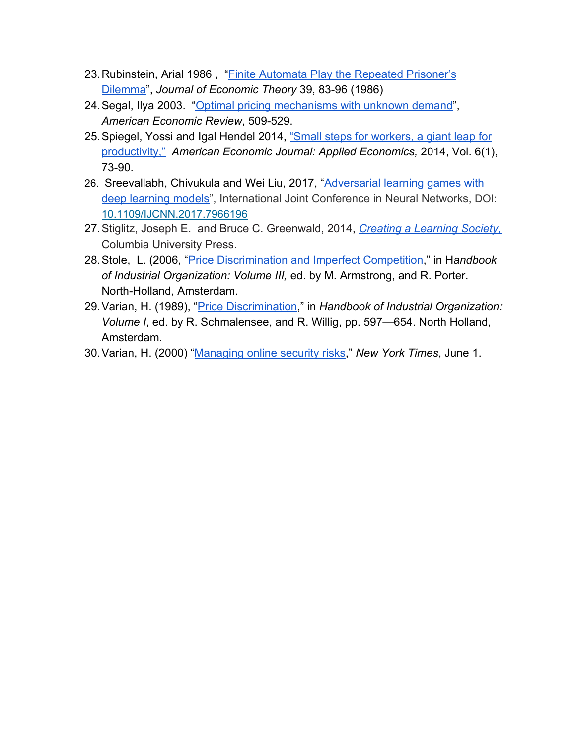23. Rubinstein, Arial 1986 , "Finite Automata Play the Repeated Prisoner's Dilemma", *Journal of Economic Theory* 39, 83-96 (1986)
24. Segal, Ilya 2003. "Optimal pricing mechanisms with unknown demand", *American Economic Review*, 509-529.
25. Spiegel, Yossi and Igal Hendel 2014, "Small steps for workers, a giant leap for productivity," *American Economic Journal: Applied Economics,* 2014, Vol. 6(1), 73-90.
26. Sreevallabh, Chivukula and Wei Liu, 2017, "Adversarial learning games with deep learning models", International Joint Conference in Neural Networks, DOI: 10.1109/IJCNN.2017.7966196
27. Stiglitz, Joseph E. and Bruce C. Greenwald, 2014, *Creating a Learning Society,* Columbia University Press.
28. Stole, L. (2006, "Price Discrimination and Imperfect Competition," in H*andbook of Industrial Organization: Volume III,* ed. by M. Armstrong, and R. Porter. North-Holland, Amsterdam.
29. Varian, H. (1989), "Price Discrimination," in *Handbook of Industrial Organization: Volume I*, ed. by R. Schmalensee, and R. Willig, pp. 597—654. North Holland, Amsterdam.
30. Varian, H. (2000) "Managing online security risks," *New York Times*, June 1.